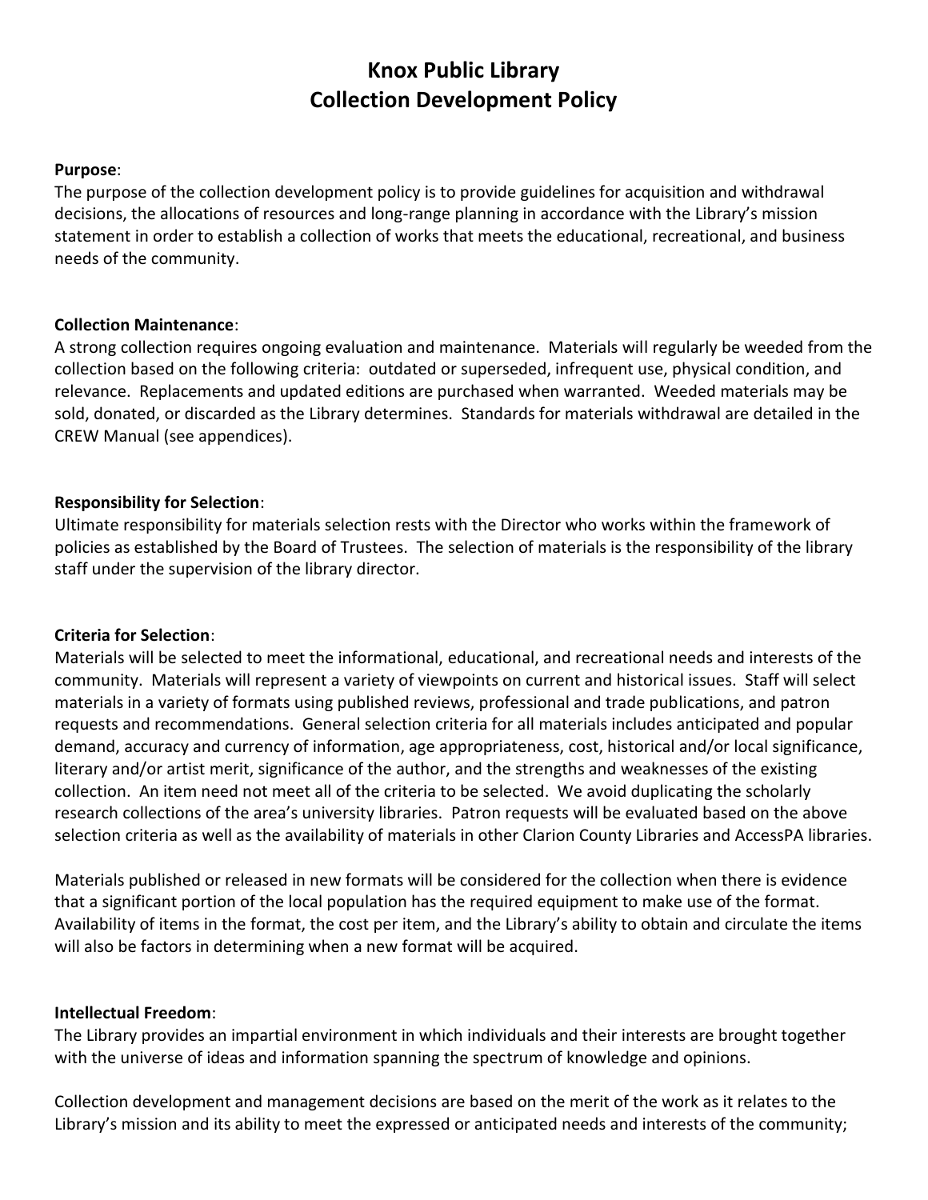# Knox Public Library
# Collection Development Policy

**Purpose**:
The purpose of the collection development policy is to provide guidelines for acquisition and withdrawal decisions, the allocations of resources and long-range planning in accordance with the Library's mission statement in order to establish a collection of works that meets the educational, recreational, and business needs of the community.

**Collection Maintenance**:
A strong collection requires ongoing evaluation and maintenance. Materials will regularly be weeded from the collection based on the following criteria: outdated or superseded, infrequent use, physical condition, and relevance. Replacements and updated editions are purchased when warranted. Weeded materials may be sold, donated, or discarded as the Library determines. Standards for materials withdrawal are detailed in the CREW Manual (see appendices).

**Responsibility for Selection**:
Ultimate responsibility for materials selection rests with the Director who works within the framework of policies as established by the Board of Trustees. The selection of materials is the responsibility of the library staff under the supervision of the library director.

**Criteria for Selection**:
Materials will be selected to meet the informational, educational, and recreational needs and interests of the community. Materials will represent a variety of viewpoints on current and historical issues. Staff will select materials in a variety of formats using published reviews, professional and trade publications, and patron requests and recommendations. General selection criteria for all materials includes anticipated and popular demand, accuracy and currency of information, age appropriateness, cost, historical and/or local significance, literary and/or artist merit, significance of the author, and the strengths and weaknesses of the existing collection. An item need not meet all of the criteria to be selected. We avoid duplicating the scholarly research collections of the area's university libraries. Patron requests will be evaluated based on the above selection criteria as well as the availability of materials in other Clarion County Libraries and AccessPA libraries.

Materials published or released in new formats will be considered for the collection when there is evidence that a significant portion of the local population has the required equipment to make use of the format. Availability of items in the format, the cost per item, and the Library's ability to obtain and circulate the items will also be factors in determining when a new format will be acquired.

**Intellectual Freedom**:
The Library provides an impartial environment in which individuals and their interests are brought together with the universe of ideas and information spanning the spectrum of knowledge and opinions.

Collection development and management decisions are based on the merit of the work as it relates to the Library's mission and its ability to meet the expressed or anticipated needs and interests of the community;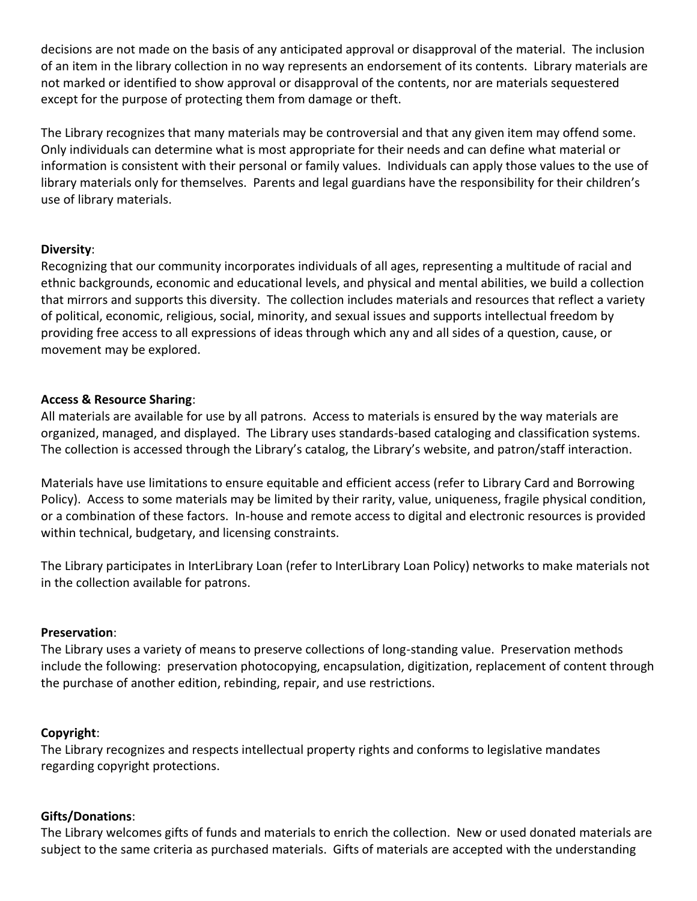decisions are not made on the basis of any anticipated approval or disapproval of the material. The inclusion of an item in the library collection in no way represents an endorsement of its contents. Library materials are not marked or identified to show approval or disapproval of the contents, nor are materials sequestered except for the purpose of protecting them from damage or theft.

The Library recognizes that many materials may be controversial and that any given item may offend some. Only individuals can determine what is most appropriate for their needs and can define what material or information is consistent with their personal or family values. Individuals can apply those values to the use of library materials only for themselves. Parents and legal guardians have the responsibility for their children's use of library materials.

**Diversity**:
Recognizing that our community incorporates individuals of all ages, representing a multitude of racial and ethnic backgrounds, economic and educational levels, and physical and mental abilities, we build a collection that mirrors and supports this diversity. The collection includes materials and resources that reflect a variety of political, economic, religious, social, minority, and sexual issues and supports intellectual freedom by providing free access to all expressions of ideas through which any and all sides of a question, cause, or movement may be explored.

**Access & Resource Sharing**:
All materials are available for use by all patrons. Access to materials is ensured by the way materials are organized, managed, and displayed. The Library uses standards-based cataloging and classification systems. The collection is accessed through the Library's catalog, the Library's website, and patron/staff interaction.

Materials have use limitations to ensure equitable and efficient access (refer to Library Card and Borrowing Policy). Access to some materials may be limited by their rarity, value, uniqueness, fragile physical condition, or a combination of these factors. In-house and remote access to digital and electronic resources is provided within technical, budgetary, and licensing constraints.

The Library participates in InterLibrary Loan (refer to InterLibrary Loan Policy) networks to make materials not in the collection available for patrons.

**Preservation**:
The Library uses a variety of means to preserve collections of long-standing value. Preservation methods include the following: preservation photocopying, encapsulation, digitization, replacement of content through the purchase of another edition, rebinding, repair, and use restrictions.

**Copyright**:
The Library recognizes and respects intellectual property rights and conforms to legislative mandates regarding copyright protections.

**Gifts/Donations**:
The Library welcomes gifts of funds and materials to enrich the collection. New or used donated materials are subject to the same criteria as purchased materials. Gifts of materials are accepted with the understanding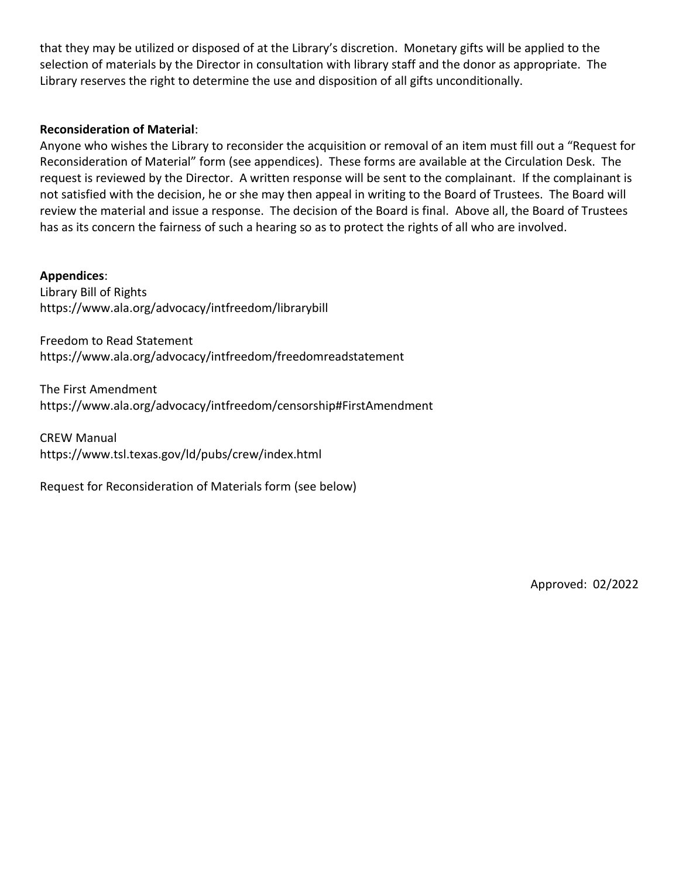that they may be utilized or disposed of at the Library's discretion. Monetary gifts will be applied to the selection of materials by the Director in consultation with library staff and the donor as appropriate. The Library reserves the right to determine the use and disposition of all gifts unconditionally.

**Reconsideration of Material**:

Anyone who wishes the Library to reconsider the acquisition or removal of an item must fill out a "Request for Reconsideration of Material" form (see appendices). These forms are available at the Circulation Desk. The request is reviewed by the Director. A written response will be sent to the complainant. If the complainant is not satisfied with the decision, he or she may then appeal in writing to the Board of Trustees. The Board will review the material and issue a response. The decision of the Board is final. Above all, the Board of Trustees has as its concern the fairness of such a hearing so as to protect the rights of all who are involved.

**Appendices**:

Library Bill of Rights
https://www.ala.org/advocacy/intfreedom/librarybill

Freedom to Read Statement
https://www.ala.org/advocacy/intfreedom/freedomreadstatement

The First Amendment
https://www.ala.org/advocacy/intfreedom/censorship#FirstAmendment

CREW Manual
https://www.tsl.texas.gov/ld/pubs/crew/index.html

Request for Reconsideration of Materials form (see below)

Approved: 02/2022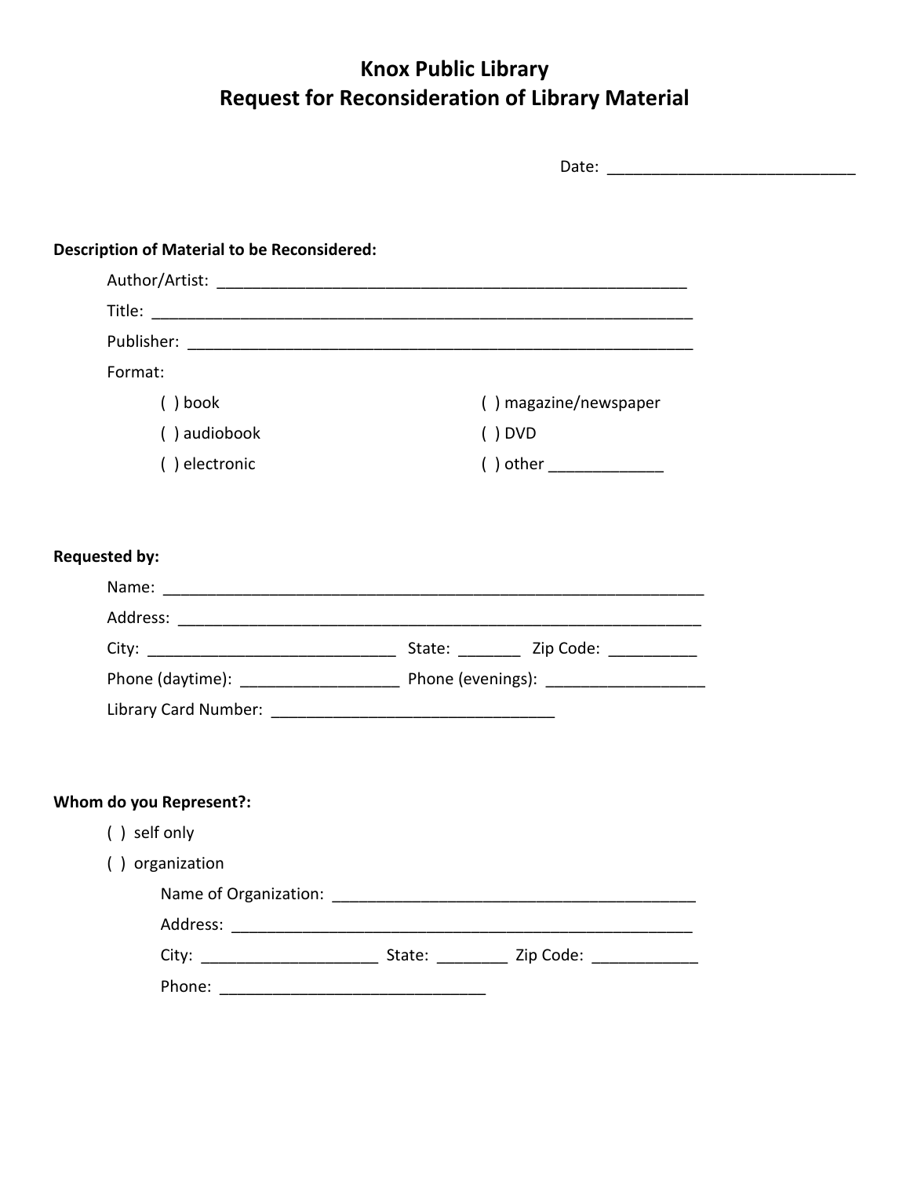# Knox Public Library
# Request for Reconsideration of Library Material

Date: ____________________________

**Description of Material to be Reconsidered:**

Author/Artist: ______________________________________________________

Title: ______________________________________________________________

Publisher: __________________________________________________________

Format:

( ) book

( ) audiobook

( ) electronic

( ) magazine/newspaper

( ) DVD

( ) other _____________

**Requested by:**

Name: ______________________________________________________________

Address: ____________________________________________________________

City: ____________________________ State: _______ Zip Code: __________

Phone (daytime): __________________ Phone (evenings): __________________

Library Card Number: ________________________________

**Whom do you Represent?:**

( ) self only

( ) organization

Name of Organization: __________________________________________

Address: _____________________________________________________

City: ____________________ State: ________ Zip Code: ____________

Phone: ______________________________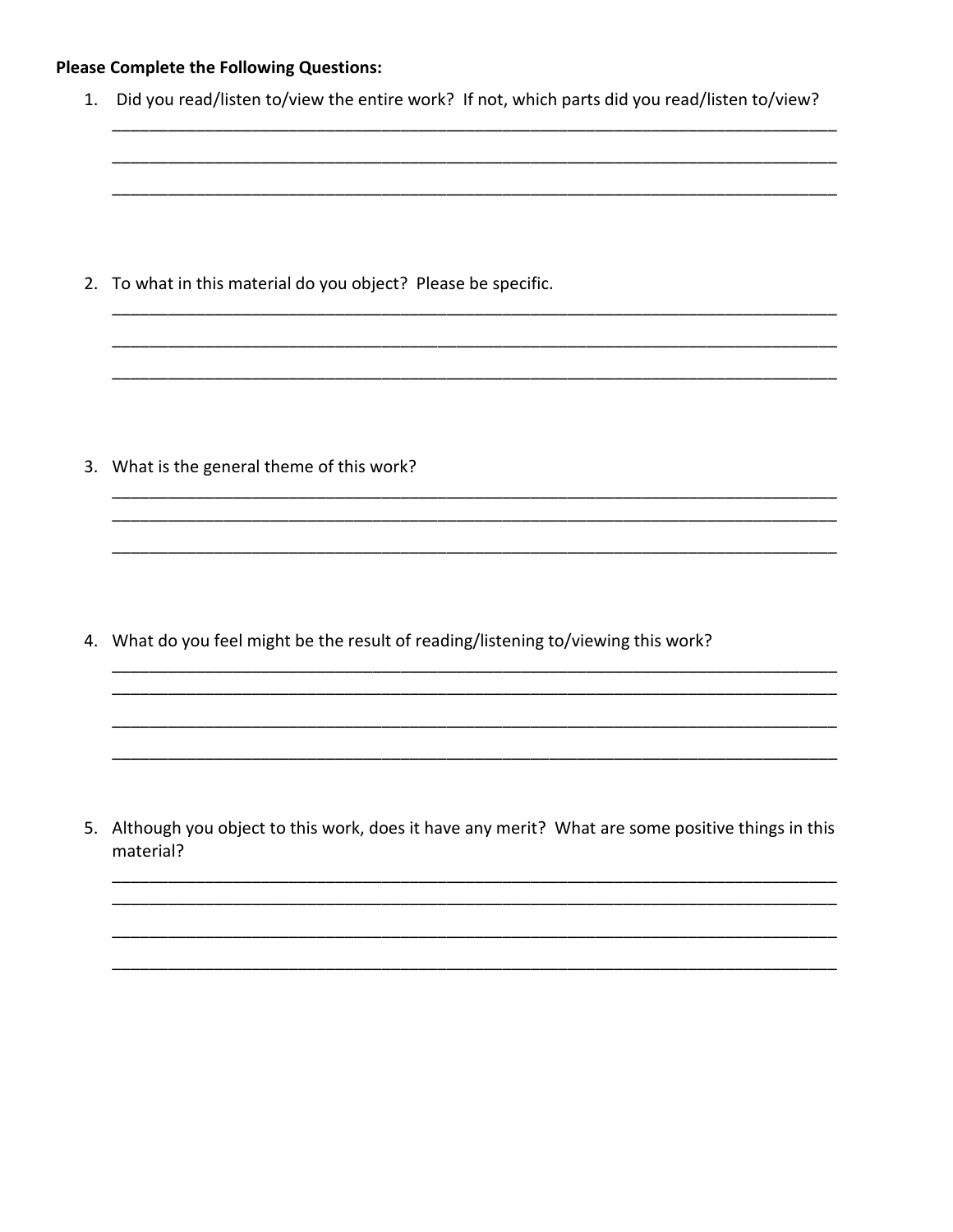**Please Complete the Following Questions:**

1. Did you read/listen to/view the entire work? If not, which parts did you read/listen to/view?

   ________________________________________________________________________________

   ________________________________________________________________________________

   ________________________________________________________________________________

2. To what in this material do you object? Please be specific.

   ________________________________________________________________________________

   ________________________________________________________________________________

   ________________________________________________________________________________

3. What is the general theme of this work?

   ________________________________________________________________________________

   ________________________________________________________________________________

   ________________________________________________________________________________

4. What do you feel might be the result of reading/listening to/viewing this work?

   ________________________________________________________________________________

   ________________________________________________________________________________

   ________________________________________________________________________________

   ________________________________________________________________________________

5. Although you object to this work, does it have any merit? What are some positive things in this material?

   ________________________________________________________________________________

   ________________________________________________________________________________

   ________________________________________________________________________________

   ________________________________________________________________________________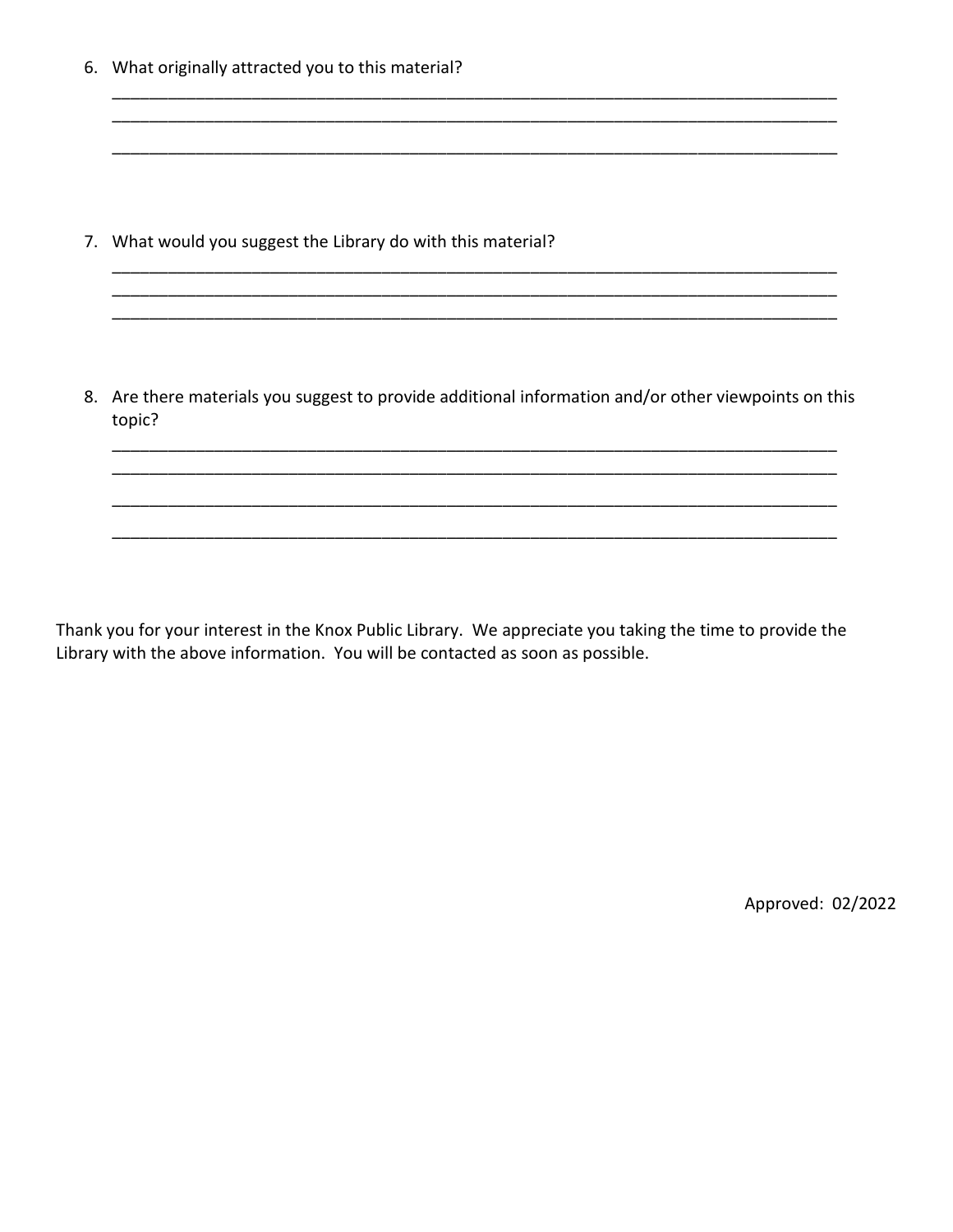6. What originally attracted you to this material?

_______________________________________________________________________________
_______________________________________________________________________________
_______________________________________________________________________________

7. What would you suggest the Library do with this material?

_______________________________________________________________________________
_______________________________________________________________________________
_______________________________________________________________________________

8. Are there materials you suggest to provide additional information and/or other viewpoints on this topic?

_______________________________________________________________________________
_______________________________________________________________________________
_______________________________________________________________________________
_______________________________________________________________________________

Thank you for your interest in the Knox Public Library. We appreciate you taking the time to provide the Library with the above information. You will be contacted as soon as possible.

Approved: 02/2022